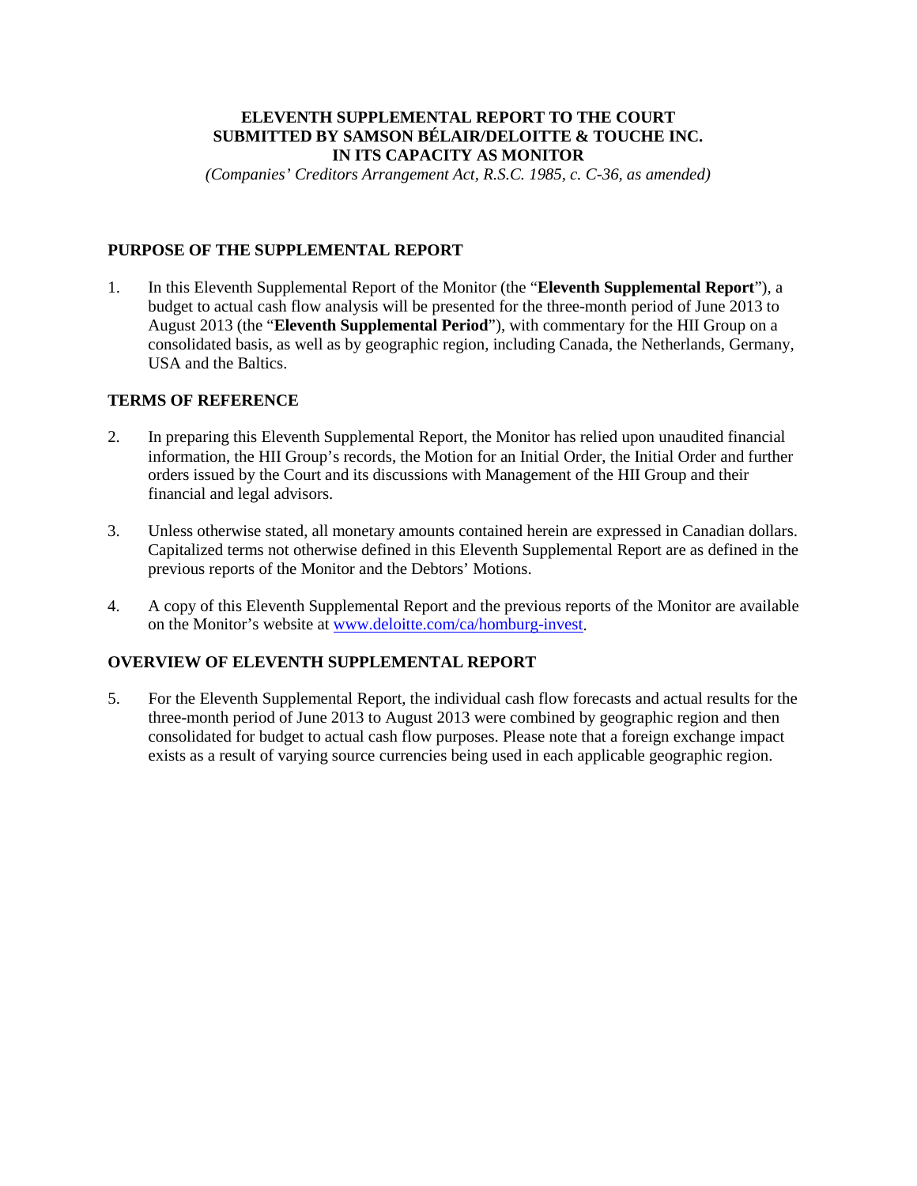**ELEVENTH SUPPLEMENTAL REPORT TO THE COURT**
**SUBMITTED BY SAMSON BÉLAIR/DELOITTE & TOUCHE INC.**
**IN ITS CAPACITY AS MONITOR**

*(Companies' Creditors Arrangement Act, R.S.C. 1985, c. C-36, as amended)*

## PURPOSE OF THE SUPPLEMENTAL REPORT

1. In this Eleventh Supplemental Report of the Monitor (the "**Eleventh Supplemental Report**"), a budget to actual cash flow analysis will be presented for the three-month period of June 2013 to August 2013 (the "**Eleventh Supplemental Period**"), with commentary for the HII Group on a consolidated basis, as well as by geographic region, including Canada, the Netherlands, Germany, USA and the Baltics.

## TERMS OF REFERENCE

2. In preparing this Eleventh Supplemental Report, the Monitor has relied upon unaudited financial information, the HII Group's records, the Motion for an Initial Order, the Initial Order and further orders issued by the Court and its discussions with Management of the HII Group and their financial and legal advisors.

3. Unless otherwise stated, all monetary amounts contained herein are expressed in Canadian dollars. Capitalized terms not otherwise defined in this Eleventh Supplemental Report are as defined in the previous reports of the Monitor and the Debtors' Motions.

4. A copy of this Eleventh Supplemental Report and the previous reports of the Monitor are available on the Monitor's website at www.deloitte.com/ca/homburg-invest.

## OVERVIEW OF ELEVENTH SUPPLEMENTAL REPORT

5. For the Eleventh Supplemental Report, the individual cash flow forecasts and actual results for the three-month period of June 2013 to August 2013 were combined by geographic region and then consolidated for budget to actual cash flow purposes. Please note that a foreign exchange impact exists as a result of varying source currencies being used in each applicable geographic region.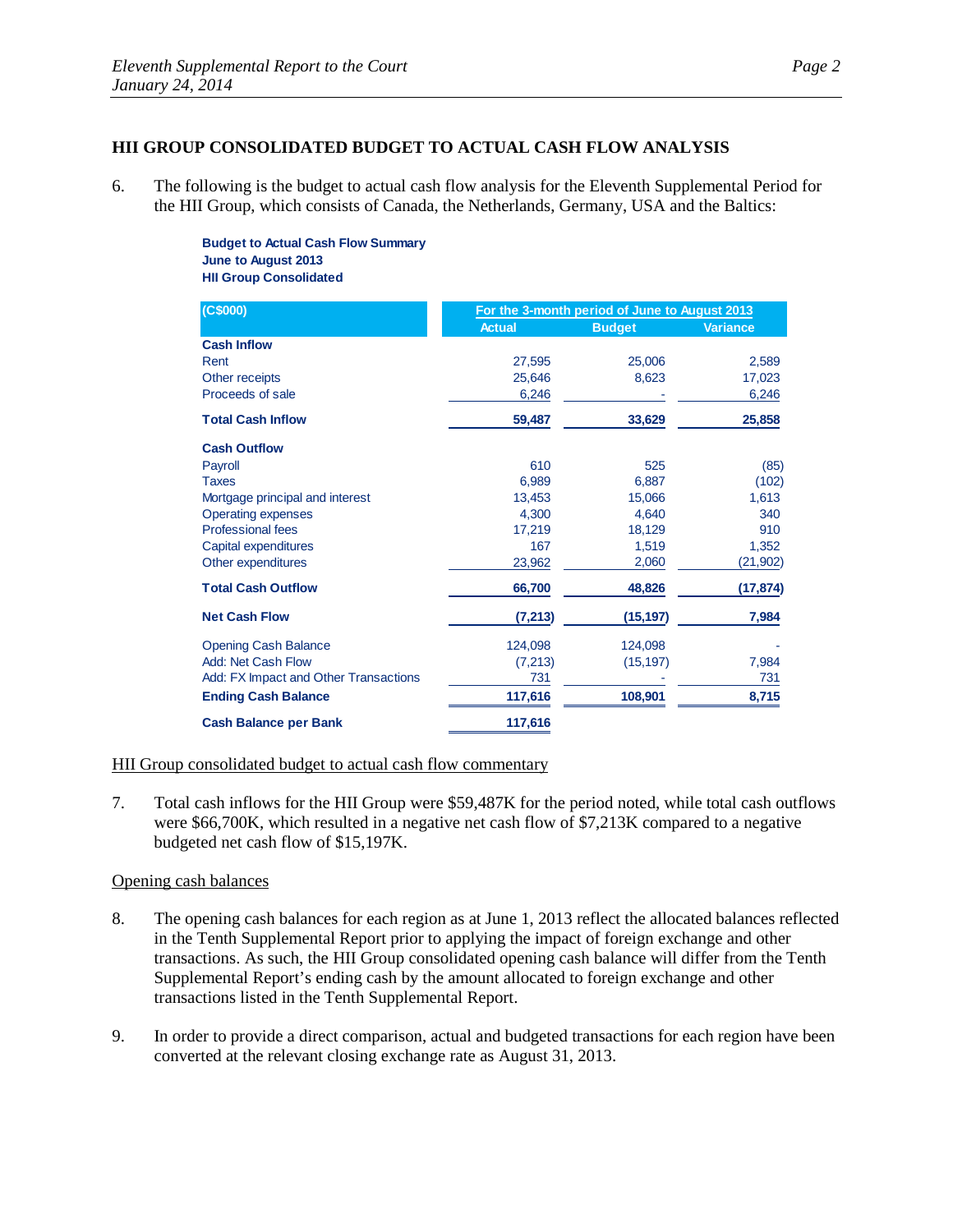## HII GROUP CONSOLIDATED BUDGET TO ACTUAL CASH FLOW ANALYSIS

6. The following is the budget to actual cash flow analysis for the Eleventh Supplemental Period for the HII Group, which consists of Canada, the Netherlands, Germany, USA and the Baltics:

**Budget to Actual Cash Flow Summary**
**June to August 2013**
**HII Group Consolidated**

| (C$000) | For the 3-month period of June to August 2013 | | |
|---|---|---|---|
| | Actual | Budget | Variance |
| **Cash Inflow** | | | |
| Rent | 27,595 | 25,006 | 2,589 |
| Other receipts | 25,646 | 8,623 | 17,023 |
| Proceeds of sale | 6,246 | - | 6,246 |
| **Total Cash Inflow** | **59,487** | **33,629** | **25,858** |
| **Cash Outflow** | | | |
| Payroll | 610 | 525 | (85) |
| Taxes | 6,989 | 6,887 | (102) |
| Mortgage principal and interest | 13,453 | 15,066 | 1,613 |
| Operating expenses | 4,300 | 4,640 | 340 |
| Professional fees | 17,219 | 18,129 | 910 |
| Capital expenditures | 167 | 1,519 | 1,352 |
| Other expenditures | 23,962 | 2,060 | (21,902) |
| **Total Cash Outflow** | **66,700** | **48,826** | **(17,874)** |
| **Net Cash Flow** | **(7,213)** | **(15,197)** | **7,984** |
| Opening Cash Balance | 124,098 | 124,098 | - |
| Add: Net Cash Flow | (7,213) | (15,197) | 7,984 |
| Add: FX Impact and Other Transactions | 731 | - | 731 |
| **Ending Cash Balance** | **117,616** | **108,901** | **8,715** |
| **Cash Balance per Bank** | **117,616** | | |

<u>HII Group consolidated budget to actual cash flow commentary</u>

7. Total cash inflows for the HII Group were $59,487K for the period noted, while total cash outflows were $66,700K, which resulted in a negative net cash flow of $7,213K compared to a negative budgeted net cash flow of $15,197K.

<u>Opening cash balances</u>

8. The opening cash balances for each region as at June 1, 2013 reflect the allocated balances reflected in the Tenth Supplemental Report prior to applying the impact of foreign exchange and other transactions. As such, the HII Group consolidated opening cash balance will differ from the Tenth Supplemental Report's ending cash by the amount allocated to foreign exchange and other transactions listed in the Tenth Supplemental Report.

9. In order to provide a direct comparison, actual and budgeted transactions for each region have been converted at the relevant closing exchange rate as August 31, 2013.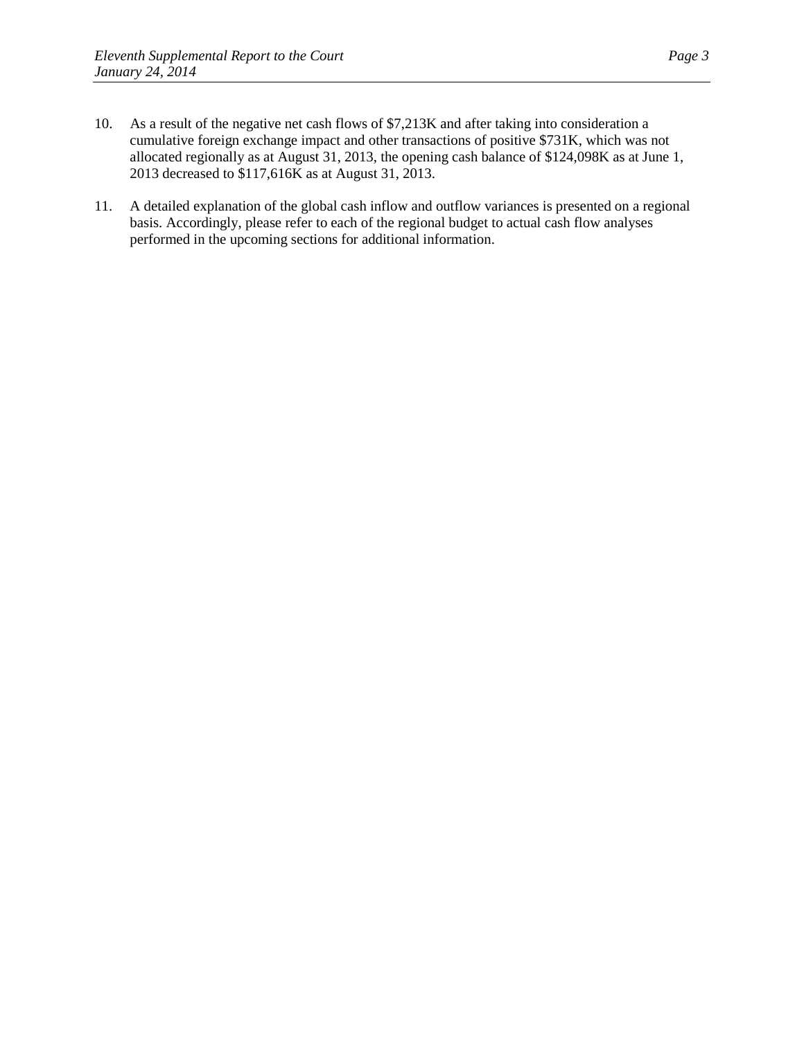10. As a result of the negative net cash flows of $7,213K and after taking into consideration a cumulative foreign exchange impact and other transactions of positive $731K, which was not allocated regionally as at August 31, 2013, the opening cash balance of $124,098K as at June 1, 2013 decreased to $117,616K as at August 31, 2013.

11. A detailed explanation of the global cash inflow and outflow variances is presented on a regional basis. Accordingly, please refer to each of the regional budget to actual cash flow analyses performed in the upcoming sections for additional information.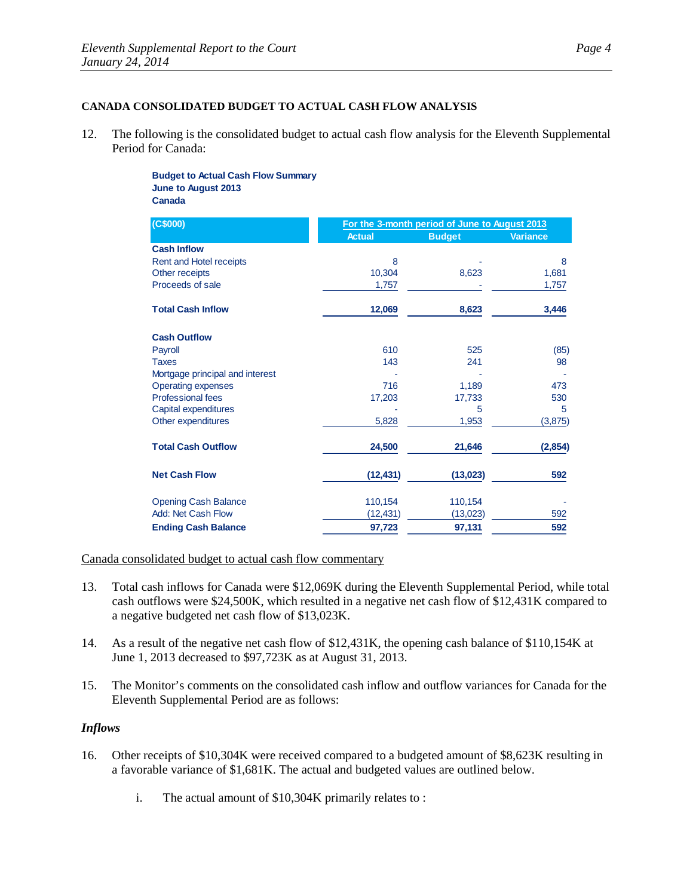**CANADA CONSOLIDATED BUDGET TO ACTUAL CASH FLOW ANALYSIS**

12. The following is the consolidated budget to actual cash flow analysis for the Eleventh Supplemental Period for Canada:

**Budget to Actual Cash Flow Summary**
**June to August 2013**
**Canada**

| (C$000) | For the 3-month period of June to August 2013 | | |
|---|---|---|---|
| | Actual | Budget | Variance |
| **Cash Inflow** | | | |
| Rent and Hotel receipts | 8 | - | 8 |
| Other receipts | 10,304 | 8,623 | 1,681 |
| Proceeds of sale | 1,757 | - | 1,757 |
| **Total Cash Inflow** | **12,069** | **8,623** | **3,446** |
| **Cash Outflow** | | | |
| Payroll | 610 | 525 | (85) |
| Taxes | 143 | 241 | 98 |
| Mortgage principal and interest | - | - | - |
| Operating expenses | 716 | 1,189 | 473 |
| Professional fees | 17,203 | 17,733 | 530 |
| Capital expenditures | - | 5 | 5 |
| Other expenditures | 5,828 | 1,953 | (3,875) |
| **Total Cash Outflow** | **24,500** | **21,646** | **(2,854)** |
| **Net Cash Flow** | **(12,431)** | **(13,023)** | **592** |
| Opening Cash Balance | 110,154 | 110,154 | - |
| Add: Net Cash Flow | (12,431) | (13,023) | 592 |
| **Ending Cash Balance** | **97,723** | **97,131** | **592** |

Canada consolidated budget to actual cash flow commentary

13. Total cash inflows for Canada were $12,069K during the Eleventh Supplemental Period, while total cash outflows were $24,500K, which resulted in a negative net cash flow of $12,431K compared to a negative budgeted net cash flow of $13,023K.

14. As a result of the negative net cash flow of $12,431K, the opening cash balance of $110,154K at June 1, 2013 decreased to $97,723K as at August 31, 2013.

15. The Monitor's comments on the consolidated cash inflow and outflow variances for Canada for the Eleventh Supplemental Period are as follows:

***Inflows***

16. Other receipts of $10,304K were received compared to a budgeted amount of $8,623K resulting in a favorable variance of $1,681K. The actual and budgeted values are outlined below.

    i. The actual amount of $10,304K primarily relates to :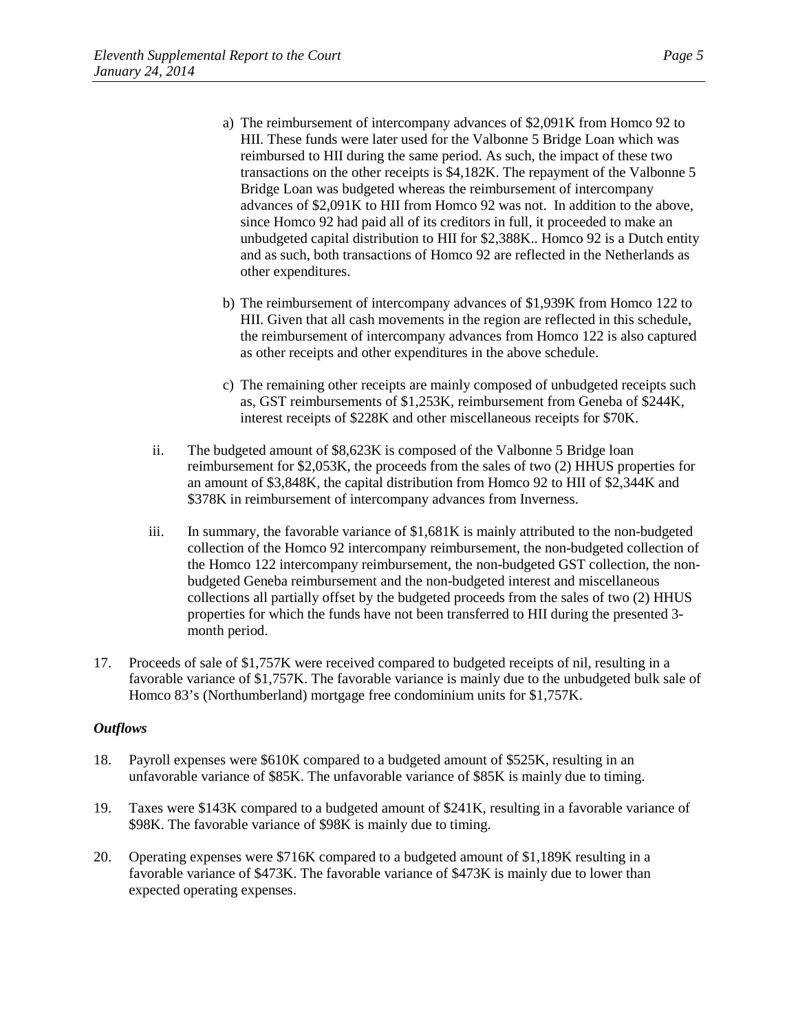a) The reimbursement of intercompany advances of \$2,091K from Homco 92 to HII. These funds were later used for the Valbonne 5 Bridge Loan which was reimbursed to HII during the same period. As such, the impact of these two transactions on the other receipts is \$4,182K. The repayment of the Valbonne 5 Bridge Loan was budgeted whereas the reimbursement of intercompany advances of \$2,091K to HII from Homco 92 was not. In addition to the above, since Homco 92 had paid all of its creditors in full, it proceeded to make an unbudgeted capital distribution to HII for \$2,388K.. Homco 92 is a Dutch entity and as such, both transactions of Homco 92 are reflected in the Netherlands as other expenditures.

b) The reimbursement of intercompany advances of \$1,939K from Homco 122 to HII. Given that all cash movements in the region are reflected in this schedule, the reimbursement of intercompany advances from Homco 122 is also captured as other receipts and other expenditures in the above schedule.

c) The remaining other receipts are mainly composed of unbudgeted receipts such as, GST reimbursements of \$1,253K, reimbursement from Geneba of \$244K, interest receipts of \$228K and other miscellaneous receipts for \$70K.

ii. The budgeted amount of \$8,623K is composed of the Valbonne 5 Bridge loan reimbursement for \$2,053K, the proceeds from the sales of two (2) HHUS properties for an amount of \$3,848K, the capital distribution from Homco 92 to HII of \$2,344K and \$378K in reimbursement of intercompany advances from Inverness.

iii. In summary, the favorable variance of \$1,681K is mainly attributed to the non-budgeted collection of the Homco 92 intercompany reimbursement, the non-budgeted collection of the Homco 122 intercompany reimbursement, the non-budgeted GST collection, the non-budgeted Geneba reimbursement and the non-budgeted interest and miscellaneous collections all partially offset by the budgeted proceeds from the sales of two (2) HHUS properties for which the funds have not been transferred to HII during the presented 3-month period.

17. Proceeds of sale of \$1,757K were received compared to budgeted receipts of nil, resulting in a favorable variance of \$1,757K. The favorable variance is mainly due to the unbudgeted bulk sale of Homco 83's (Northumberland) mortgage free condominium units for \$1,757K.

***Outflows***

18. Payroll expenses were \$610K compared to a budgeted amount of \$525K, resulting in an unfavorable variance of \$85K. The unfavorable variance of \$85K is mainly due to timing.

19. Taxes were \$143K compared to a budgeted amount of \$241K, resulting in a favorable variance of \$98K. The favorable variance of \$98K is mainly due to timing.

20. Operating expenses were \$716K compared to a budgeted amount of \$1,189K resulting in a favorable variance of \$473K. The favorable variance of \$473K is mainly due to lower than expected operating expenses.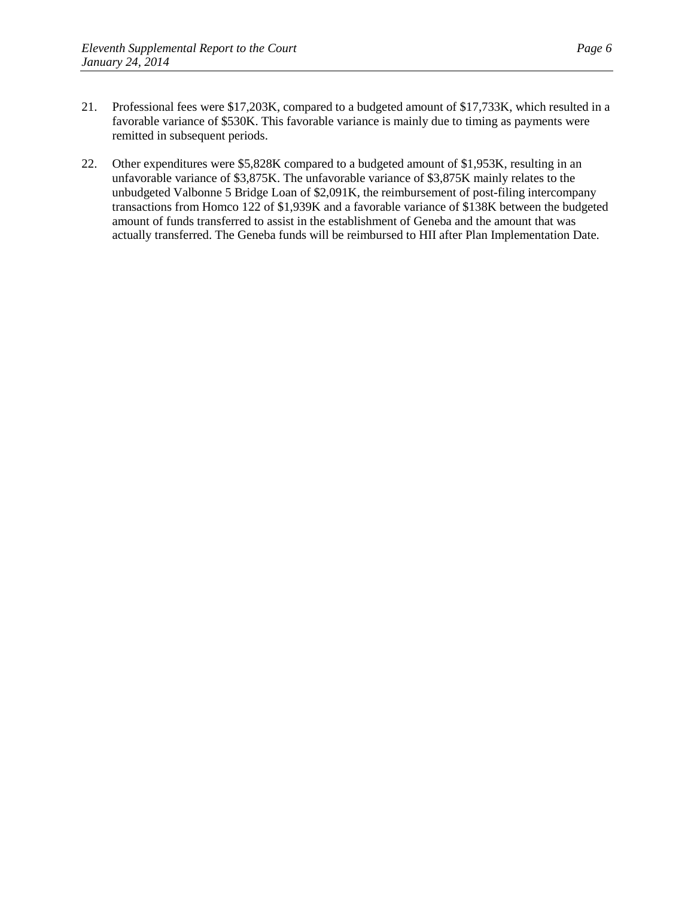21. Professional fees were $17,203K, compared to a budgeted amount of $17,733K, which resulted in a favorable variance of $530K. This favorable variance is mainly due to timing as payments were remitted in subsequent periods.

22. Other expenditures were $5,828K compared to a budgeted amount of $1,953K, resulting in an unfavorable variance of $3,875K. The unfavorable variance of $3,875K mainly relates to the unbudgeted Valbonne 5 Bridge Loan of $2,091K, the reimbursement of post-filing intercompany transactions from Homco 122 of $1,939K and a favorable variance of $138K between the budgeted amount of funds transferred to assist in the establishment of Geneba and the amount that was actually transferred. The Geneba funds will be reimbursed to HII after Plan Implementation Date.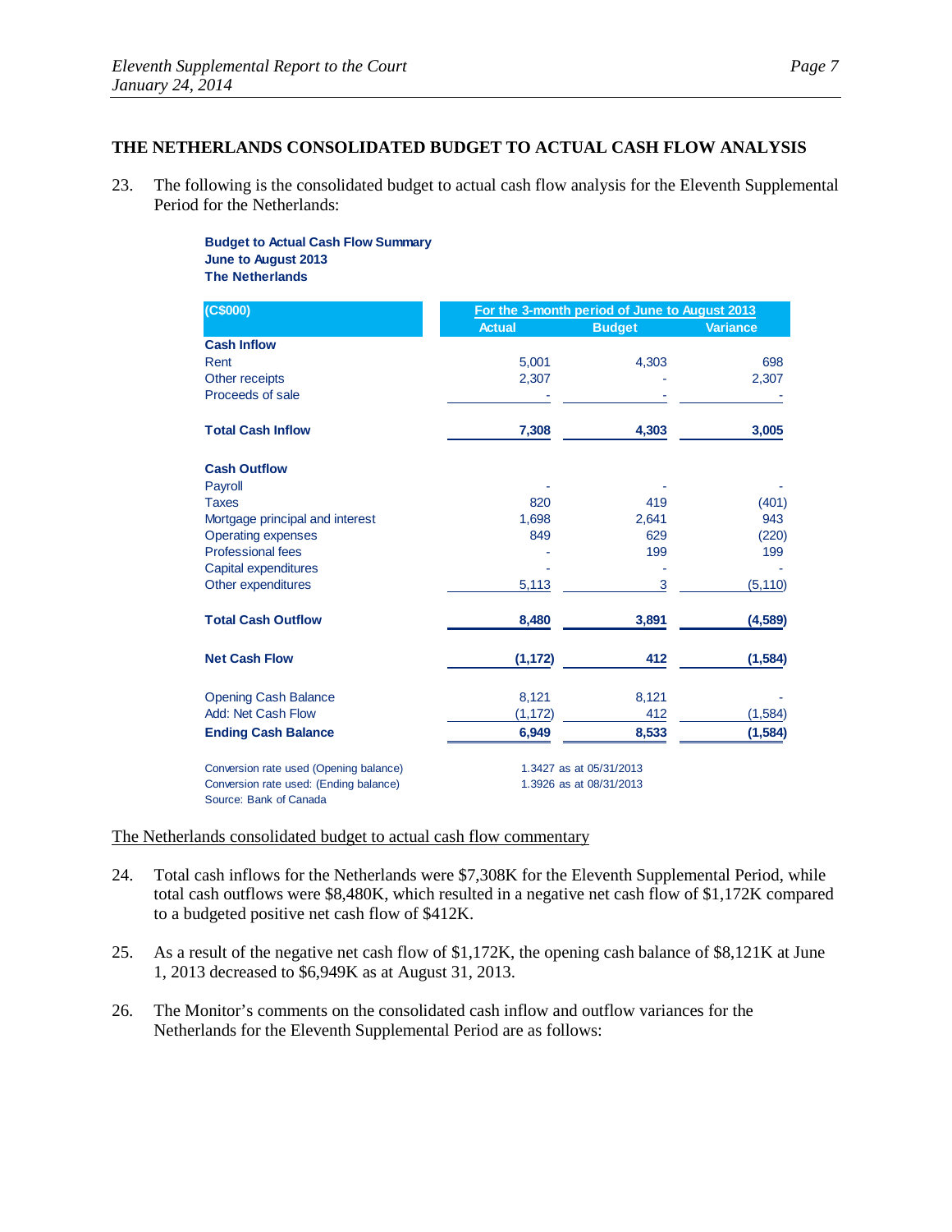## THE NETHERLANDS CONSOLIDATED BUDGET TO ACTUAL CASH FLOW ANALYSIS

23. The following is the consolidated budget to actual cash flow analysis for the Eleventh Supplemental Period for the Netherlands:

**Budget to Actual Cash Flow Summary**
**June to August 2013**
**The Netherlands**

| (C$000) | For the 3-month period of June to August 2013 | | |
|---|---|---|---|
| | Actual | Budget | Variance |
| **Cash Inflow** | | | |
| Rent | 5,001 | 4,303 | 698 |
| Other receipts | 2,307 | - | 2,307 |
| Proceeds of sale | - | - | - |
| **Total Cash Inflow** | **7,308** | **4,303** | **3,005** |
| **Cash Outflow** | | | |
| Payroll | - | - | - |
| Taxes | 820 | 419 | (401) |
| Mortgage principal and interest | 1,698 | 2,641 | 943 |
| Operating expenses | 849 | 629 | (220) |
| Professional fees | - | 199 | 199 |
| Capital expenditures | - | - | - |
| Other expenditures | 5,113 | 3 | (5,110) |
| **Total Cash Outflow** | **8,480** | **3,891** | **(4,589)** |
| **Net Cash Flow** | **(1,172)** | **412** | **(1,584)** |
| Opening Cash Balance | 8,121 | 8,121 | - |
| Add: Net Cash Flow | (1,172) | 412 | (1,584) |
| **Ending Cash Balance** | **6,949** | **8,533** | **(1,584)** |

Conversion rate used (Opening balance) 1.3427 as at 05/31/2013
Conversion rate used: (Ending balance) 1.3926 as at 08/31/2013
Source: Bank of Canada

The Netherlands consolidated budget to actual cash flow commentary

24. Total cash inflows for the Netherlands were $7,308K for the Eleventh Supplemental Period, while total cash outflows were $8,480K, which resulted in a negative net cash flow of $1,172K compared to a budgeted positive net cash flow of $412K.

25. As a result of the negative net cash flow of $1,172K, the opening cash balance of $8,121K at June 1, 2013 decreased to $6,949K as at August 31, 2013.

26. The Monitor's comments on the consolidated cash inflow and outflow variances for the Netherlands for the Eleventh Supplemental Period are as follows: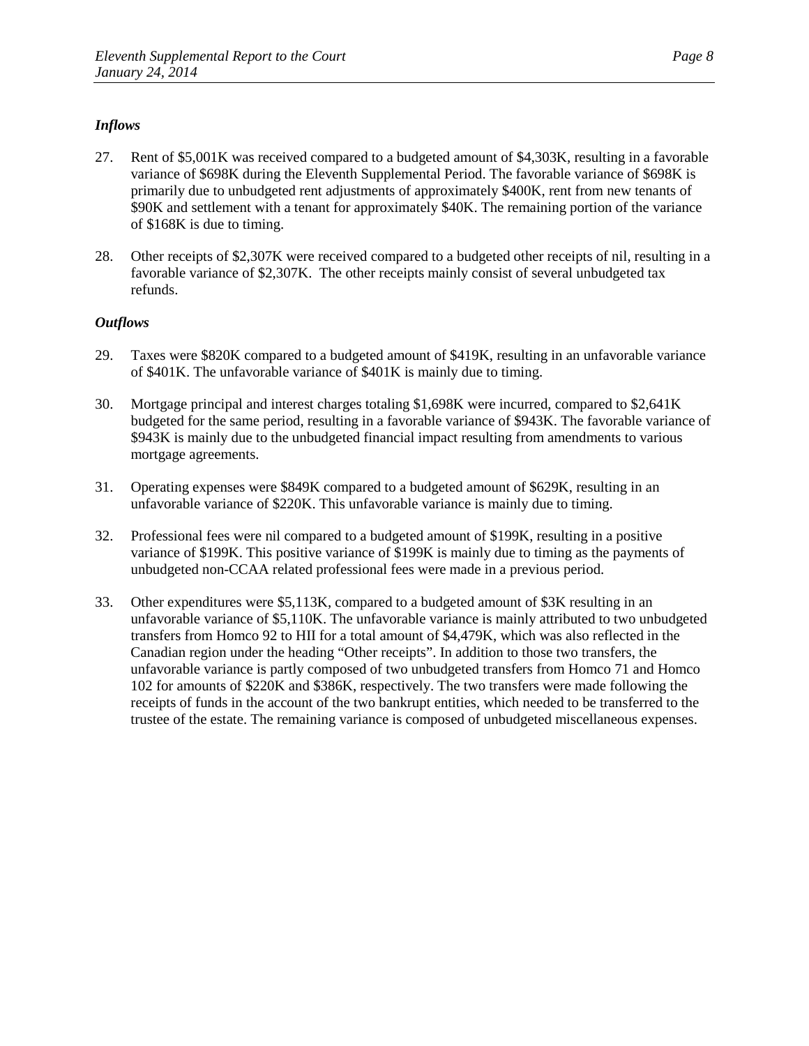### *Inflows*

27. Rent of $5,001K was received compared to a budgeted amount of $4,303K, resulting in a favorable variance of $698K during the Eleventh Supplemental Period. The favorable variance of $698K is primarily due to unbudgeted rent adjustments of approximately $400K, rent from new tenants of $90K and settlement with a tenant for approximately $40K. The remaining portion of the variance of $168K is due to timing.

28. Other receipts of $2,307K were received compared to a budgeted other receipts of nil, resulting in a favorable variance of $2,307K. The other receipts mainly consist of several unbudgeted tax refunds.

### *Outflows*

29. Taxes were $820K compared to a budgeted amount of $419K, resulting in an unfavorable variance of $401K. The unfavorable variance of $401K is mainly due to timing.

30. Mortgage principal and interest charges totaling $1,698K were incurred, compared to $2,641K budgeted for the same period, resulting in a favorable variance of $943K. The favorable variance of $943K is mainly due to the unbudgeted financial impact resulting from amendments to various mortgage agreements.

31. Operating expenses were $849K compared to a budgeted amount of $629K, resulting in an unfavorable variance of $220K. This unfavorable variance is mainly due to timing.

32. Professional fees were nil compared to a budgeted amount of $199K, resulting in a positive variance of $199K. This positive variance of $199K is mainly due to timing as the payments of unbudgeted non-CCAA related professional fees were made in a previous period.

33. Other expenditures were $5,113K, compared to a budgeted amount of $3K resulting in an unfavorable variance of $5,110K. The unfavorable variance is mainly attributed to two unbudgeted transfers from Homco 92 to HII for a total amount of $4,479K, which was also reflected in the Canadian region under the heading "Other receipts". In addition to those two transfers, the unfavorable variance is partly composed of two unbudgeted transfers from Homco 71 and Homco 102 for amounts of $220K and $386K, respectively. The two transfers were made following the receipts of funds in the account of the two bankrupt entities, which needed to be transferred to the trustee of the estate. The remaining variance is composed of unbudgeted miscellaneous expenses.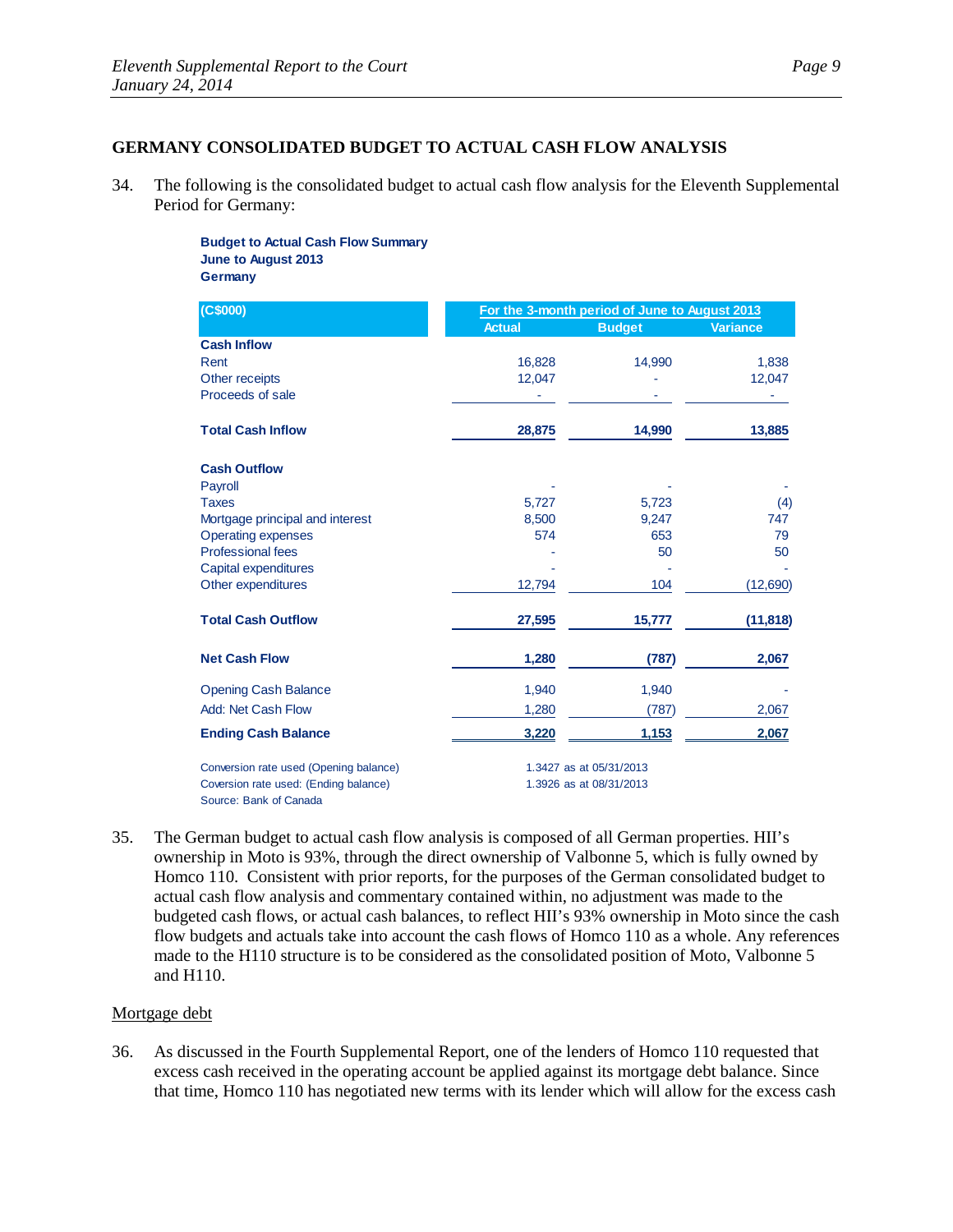## GERMANY CONSOLIDATED BUDGET TO ACTUAL CASH FLOW ANALYSIS

34. The following is the consolidated budget to actual cash flow analysis for the Eleventh Supplemental Period for Germany:

**Budget to Actual Cash Flow Summary**
**June to August 2013**
**Germany**

| (C$000) | For the 3-month period of June to August 2013 | | |
|---|---|---|---|
| | Actual | Budget | Variance |
| **Cash Inflow** | | | |
| Rent | 16,828 | 14,990 | 1,838 |
| Other receipts | 12,047 | - | 12,047 |
| Proceeds of sale | - | - | - |
| **Total Cash Inflow** | **28,875** | **14,990** | **13,885** |
| **Cash Outflow** | | | |
| Payroll | - | - | - |
| Taxes | 5,727 | 5,723 | (4) |
| Mortgage principal and interest | 8,500 | 9,247 | 747 |
| Operating expenses | 574 | 653 | 79 |
| Professional fees | - | 50 | 50 |
| Capital expenditures | - | - | - |
| Other expenditures | 12,794 | 104 | (12,690) |
| **Total Cash Outflow** | **27,595** | **15,777** | **(11,818)** |
| **Net Cash Flow** | **1,280** | **(787)** | **2,067** |
| Opening Cash Balance | 1,940 | 1,940 | - |
| Add: Net Cash Flow | 1,280 | (787) | 2,067 |
| **Ending Cash Balance** | **3,220** | **1,153** | **2,067** |

Conversion rate used (Opening balance) 1.3427 as at 05/31/2013
Coversion rate used: (Ending balance) 1.3926 as at 08/31/2013
Source: Bank of Canada

35. The German budget to actual cash flow analysis is composed of all German properties. HII's ownership in Moto is 93%, through the direct ownership of Valbonne 5, which is fully owned by Homco 110. Consistent with prior reports, for the purposes of the German consolidated budget to actual cash flow analysis and commentary contained within, no adjustment was made to the budgeted cash flows, or actual cash balances, to reflect HII's 93% ownership in Moto since the cash flow budgets and actuals take into account the cash flows of Homco 110 as a whole. Any references made to the H110 structure is to be considered as the consolidated position of Moto, Valbonne 5 and H110.

Mortgage debt

36. As discussed in the Fourth Supplemental Report, one of the lenders of Homco 110 requested that excess cash received in the operating account be applied against its mortgage debt balance. Since that time, Homco 110 has negotiated new terms with its lender which will allow for the excess cash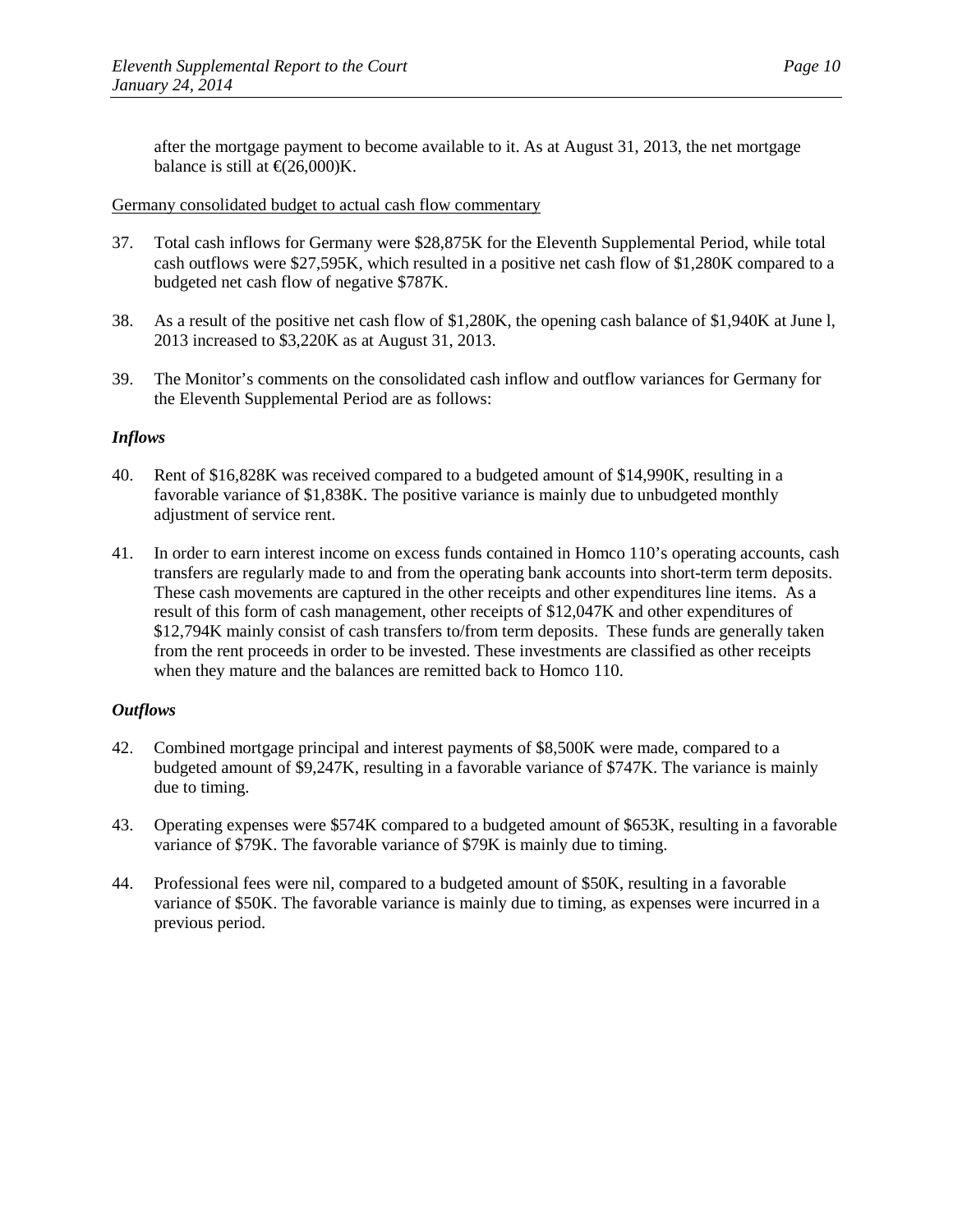after the mortgage payment to become available to it. As at August 31, 2013, the net mortgage balance is still at €(26,000)K.

Germany consolidated budget to actual cash flow commentary

37. Total cash inflows for Germany were $28,875K for the Eleventh Supplemental Period, while total cash outflows were $27,595K, which resulted in a positive net cash flow of $1,280K compared to a budgeted net cash flow of negative $787K.

38. As a result of the positive net cash flow of $1,280K, the opening cash balance of $1,940K at June l, 2013 increased to $3,220K as at August 31, 2013.

39. The Monitor's comments on the consolidated cash inflow and outflow variances for Germany for the Eleventh Supplemental Period are as follows:

***Inflows***

40. Rent of $16,828K was received compared to a budgeted amount of $14,990K, resulting in a favorable variance of $1,838K. The positive variance is mainly due to unbudgeted monthly adjustment of service rent.

41. In order to earn interest income on excess funds contained in Homco 110's operating accounts, cash transfers are regularly made to and from the operating bank accounts into short-term term deposits. These cash movements are captured in the other receipts and other expenditures line items. As a result of this form of cash management, other receipts of $12,047K and other expenditures of $12,794K mainly consist of cash transfers to/from term deposits. These funds are generally taken from the rent proceeds in order to be invested. These investments are classified as other receipts when they mature and the balances are remitted back to Homco 110.

***Outflows***

42. Combined mortgage principal and interest payments of $8,500K were made, compared to a budgeted amount of $9,247K, resulting in a favorable variance of $747K. The variance is mainly due to timing.

43. Operating expenses were $574K compared to a budgeted amount of $653K, resulting in a favorable variance of $79K. The favorable variance of $79K is mainly due to timing.

44. Professional fees were nil, compared to a budgeted amount of $50K, resulting in a favorable variance of $50K. The favorable variance is mainly due to timing, as expenses were incurred in a previous period.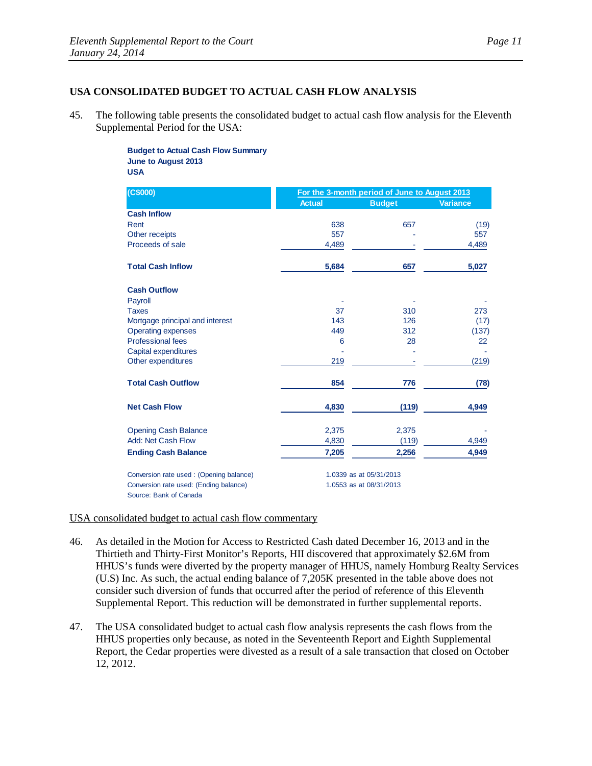## USA CONSOLIDATED BUDGET TO ACTUAL CASH FLOW ANALYSIS

45. The following table presents the consolidated budget to actual cash flow analysis for the Eleventh Supplemental Period for the USA:

**Budget to Actual Cash Flow Summary**
**June to August 2013**
**USA**

| (C$000) | For the 3-month period of June to August 2013 | | |
|---|---|---|---|
| | Actual | Budget | Variance |
| **Cash Inflow** | | | |
| Rent | 638 | 657 | (19) |
| Other receipts | 557 | - | 557 |
| Proceeds of sale | 4,489 | - | 4,489 |
| **Total Cash Inflow** | **5,684** | **657** | **5,027** |
| **Cash Outflow** | | | |
| Payroll | - | - | - |
| Taxes | 37 | 310 | 273 |
| Mortgage principal and interest | 143 | 126 | (17) |
| Operating expenses | 449 | 312 | (137) |
| Professional fees | 6 | 28 | 22 |
| Capital expenditures | - | - | - |
| Other expenditures | 219 | - | (219) |
| **Total Cash Outflow** | **854** | **776** | **(78)** |
| **Net Cash Flow** | **4,830** | **(119)** | **4,949** |
| Opening Cash Balance | 2,375 | 2,375 | - |
| Add: Net Cash Flow | 4,830 | (119) | 4,949 |
| **Ending Cash Balance** | **7,205** | **2,256** | **4,949** |

Conversion rate used : (Opening balance) 1.0339 as at 05/31/2013
Conversion rate used: (Ending balance) 1.0553 as at 08/31/2013
Source: Bank of Canada

USA consolidated budget to actual cash flow commentary

46. As detailed in the Motion for Access to Restricted Cash dated December 16, 2013 and in the Thirtieth and Thirty-First Monitor's Reports, HII discovered that approximately $2.6M from HHUS's funds were diverted by the property manager of HHUS, namely Homburg Realty Services (U.S) Inc. As such, the actual ending balance of 7,205K presented in the table above does not consider such diversion of funds that occurred after the period of reference of this Eleventh Supplemental Report. This reduction will be demonstrated in further supplemental reports.

47. The USA consolidated budget to actual cash flow analysis represents the cash flows from the HHUS properties only because, as noted in the Seventeenth Report and Eighth Supplemental Report, the Cedar properties were divested as a result of a sale transaction that closed on October 12, 2012.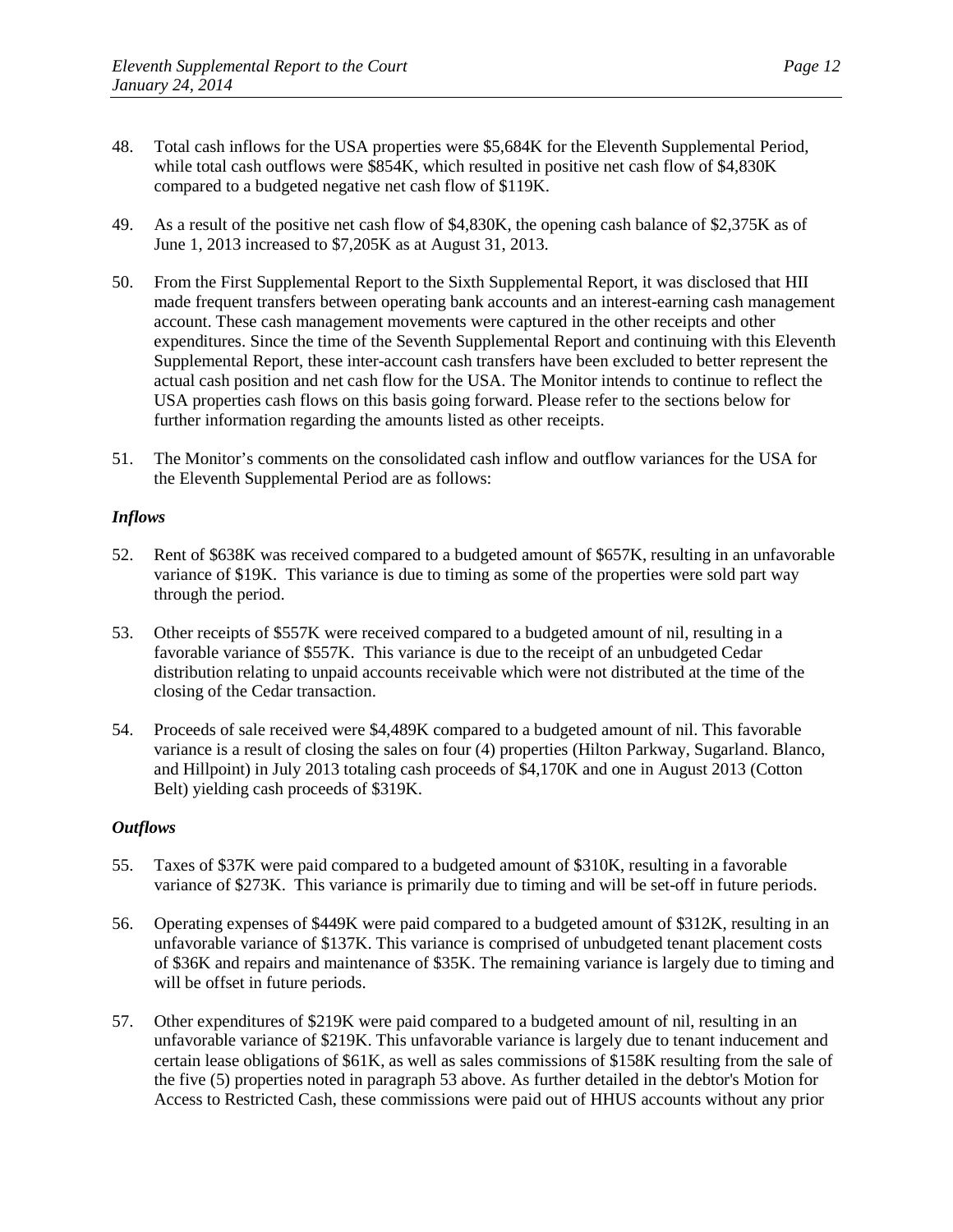48. Total cash inflows for the USA properties were $5,684K for the Eleventh Supplemental Period, while total cash outflows were $854K, which resulted in positive net cash flow of $4,830K compared to a budgeted negative net cash flow of $119K.

49. As a result of the positive net cash flow of $4,830K, the opening cash balance of $2,375K as of June 1, 2013 increased to $7,205K as at August 31, 2013.

50. From the First Supplemental Report to the Sixth Supplemental Report, it was disclosed that HII made frequent transfers between operating bank accounts and an interest-earning cash management account. These cash management movements were captured in the other receipts and other expenditures. Since the time of the Seventh Supplemental Report and continuing with this Eleventh Supplemental Report, these inter-account cash transfers have been excluded to better represent the actual cash position and net cash flow for the USA. The Monitor intends to continue to reflect the USA properties cash flows on this basis going forward. Please refer to the sections below for further information regarding the amounts listed as other receipts.

51. The Monitor's comments on the consolidated cash inflow and outflow variances for the USA for the Eleventh Supplemental Period are as follows:

### *Inflows*

52. Rent of $638K was received compared to a budgeted amount of $657K, resulting in an unfavorable variance of $19K. This variance is due to timing as some of the properties were sold part way through the period.

53. Other receipts of $557K were received compared to a budgeted amount of nil, resulting in a favorable variance of $557K. This variance is due to the receipt of an unbudgeted Cedar distribution relating to unpaid accounts receivable which were not distributed at the time of the closing of the Cedar transaction.

54. Proceeds of sale received were $4,489K compared to a budgeted amount of nil. This favorable variance is a result of closing the sales on four (4) properties (Hilton Parkway, Sugarland. Blanco, and Hillpoint) in July 2013 totaling cash proceeds of $4,170K and one in August 2013 (Cotton Belt) yielding cash proceeds of $319K.

### *Outflows*

55. Taxes of $37K were paid compared to a budgeted amount of $310K, resulting in a favorable variance of $273K. This variance is primarily due to timing and will be set-off in future periods.

56. Operating expenses of $449K were paid compared to a budgeted amount of $312K, resulting in an unfavorable variance of $137K. This variance is comprised of unbudgeted tenant placement costs of $36K and repairs and maintenance of $35K. The remaining variance is largely due to timing and will be offset in future periods.

57. Other expenditures of $219K were paid compared to a budgeted amount of nil, resulting in an unfavorable variance of $219K. This unfavorable variance is largely due to tenant inducement and certain lease obligations of $61K, as well as sales commissions of $158K resulting from the sale of the five (5) properties noted in paragraph 53 above. As further detailed in the debtor's Motion for Access to Restricted Cash, these commissions were paid out of HHUS accounts without any prior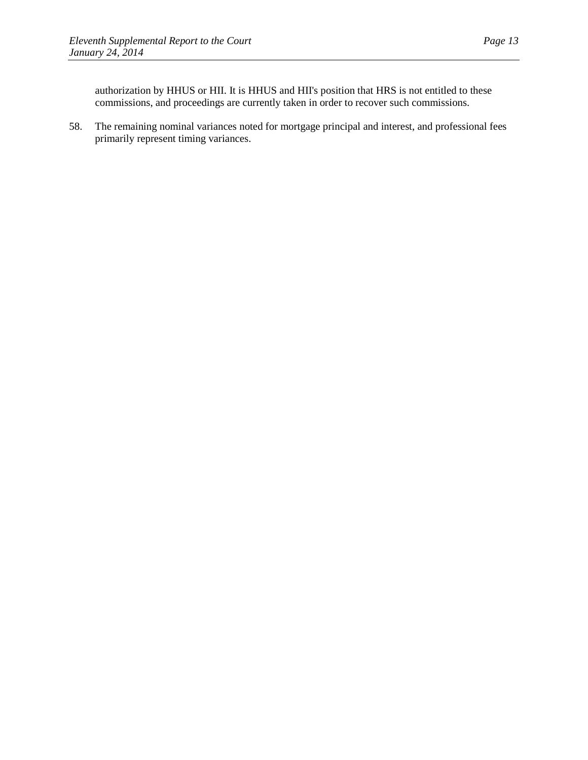authorization by HHUS or HII. It is HHUS and HII's position that HRS is not entitled to these commissions, and proceedings are currently taken in order to recover such commissions.

58. The remaining nominal variances noted for mortgage principal and interest, and professional fees primarily represent timing variances.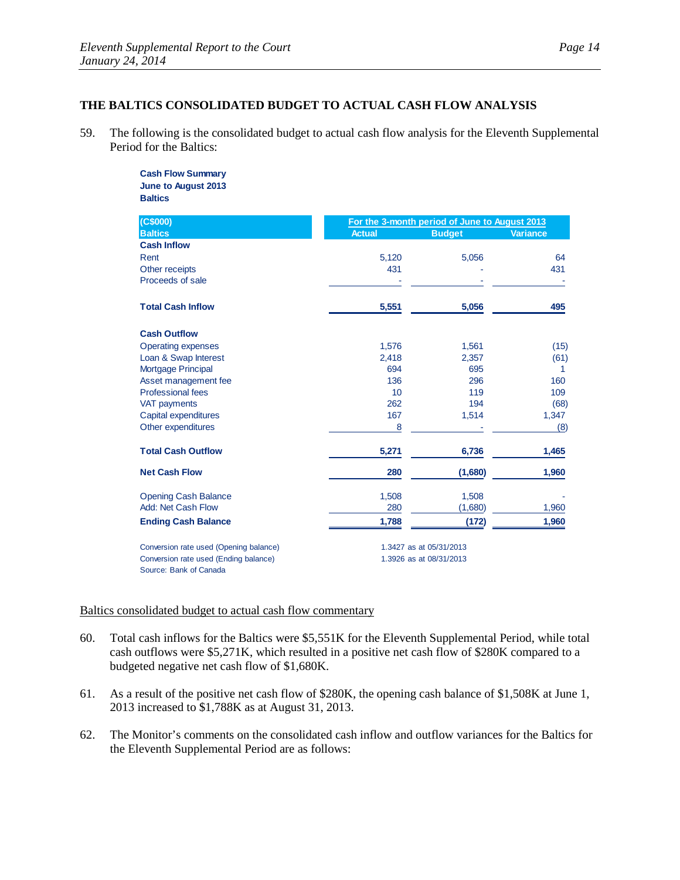## THE BALTICS CONSOLIDATED BUDGET TO ACTUAL CASH FLOW ANALYSIS

59. The following is the consolidated budget to actual cash flow analysis for the Eleventh Supplemental Period for the Baltics:

**Cash Flow Summary**
**June to August 2013**
**Baltics**

| (C$000) | For the 3-month period of June to August 2013 | | |
|---|---|---|---|
| **Baltics** | **Actual** | **Budget** | **Variance** |
| **Cash Inflow** | | | |
| Rent | 5,120 | 5,056 | 64 |
| Other receipts | 431 | - | 431 |
| Proceeds of sale | - | - | - |
| **Total Cash Inflow** | **5,551** | **5,056** | **495** |
| **Cash Outflow** | | | |
| Operating expenses | 1,576 | 1,561 | (15) |
| Loan & Swap Interest | 2,418 | 2,357 | (61) |
| Mortgage Principal | 694 | 695 | 1 |
| Asset management fee | 136 | 296 | 160 |
| Professional fees | 10 | 119 | 109 |
| VAT payments | 262 | 194 | (68) |
| Capital expenditures | 167 | 1,514 | 1,347 |
| Other expenditures | 8 | - | (8) |
| **Total Cash Outflow** | **5,271** | **6,736** | **1,465** |
| **Net Cash Flow** | **280** | **(1,680)** | **1,960** |
| Opening Cash Balance | 1,508 | 1,508 | - |
| Add: Net Cash Flow | 280 | (1,680) | 1,960 |
| **Ending Cash Balance** | **1,788** | **(172)** | **1,960** |

Conversion rate used (Opening balance) 1.3427 as at 05/31/2013
Conversion rate used (Ending balance) 1.3926 as at 08/31/2013
Source: Bank of Canada

Baltics consolidated budget to actual cash flow commentary

60. Total cash inflows for the Baltics were $5,551K for the Eleventh Supplemental Period, while total cash outflows were $5,271K, which resulted in a positive net cash flow of $280K compared to a budgeted negative net cash flow of $1,680K.

61. As a result of the positive net cash flow of $280K, the opening cash balance of $1,508K at June 1, 2013 increased to $1,788K as at August 31, 2013.

62. The Monitor's comments on the consolidated cash inflow and outflow variances for the Baltics for the Eleventh Supplemental Period are as follows: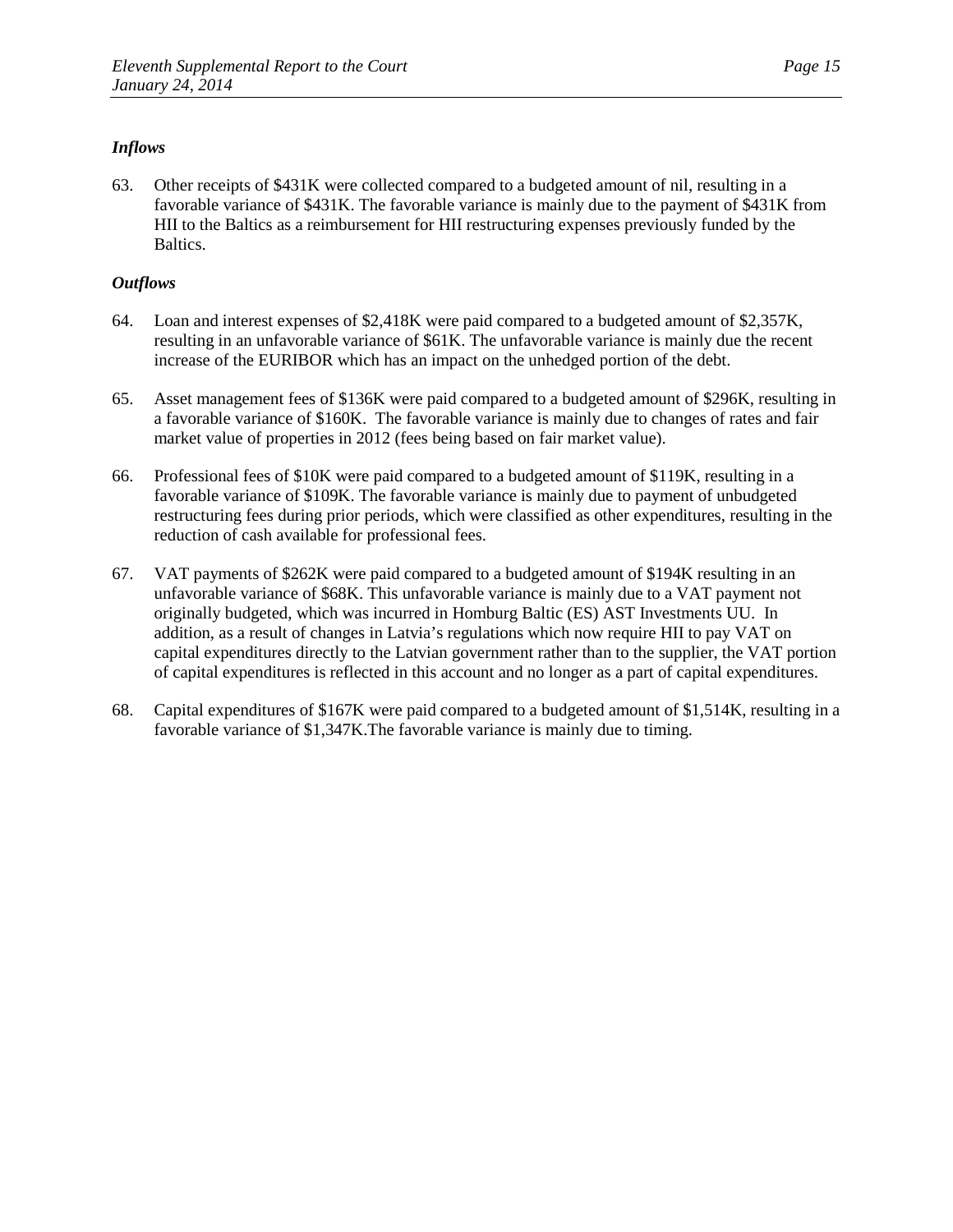*Inflows*

63. Other receipts of $431K were collected compared to a budgeted amount of nil, resulting in a favorable variance of $431K. The favorable variance is mainly due to the payment of $431K from HII to the Baltics as a reimbursement for HII restructuring expenses previously funded by the Baltics.

*Outflows*

64. Loan and interest expenses of $2,418K were paid compared to a budgeted amount of $2,357K, resulting in an unfavorable variance of $61K. The unfavorable variance is mainly due the recent increase of the EURIBOR which has an impact on the unhedged portion of the debt.

65. Asset management fees of $136K were paid compared to a budgeted amount of $296K, resulting in a favorable variance of $160K. The favorable variance is mainly due to changes of rates and fair market value of properties in 2012 (fees being based on fair market value).

66. Professional fees of $10K were paid compared to a budgeted amount of $119K, resulting in a favorable variance of $109K. The favorable variance is mainly due to payment of unbudgeted restructuring fees during prior periods, which were classified as other expenditures, resulting in the reduction of cash available for professional fees.

67. VAT payments of $262K were paid compared to a budgeted amount of $194K resulting in an unfavorable variance of $68K. This unfavorable variance is mainly due to a VAT payment not originally budgeted, which was incurred in Homburg Baltic (ES) AST Investments UU. In addition, as a result of changes in Latvia's regulations which now require HII to pay VAT on capital expenditures directly to the Latvian government rather than to the supplier, the VAT portion of capital expenditures is reflected in this account and no longer as a part of capital expenditures.

68. Capital expenditures of $167K were paid compared to a budgeted amount of $1,514K, resulting in a favorable variance of $1,347K.The favorable variance is mainly due to timing.